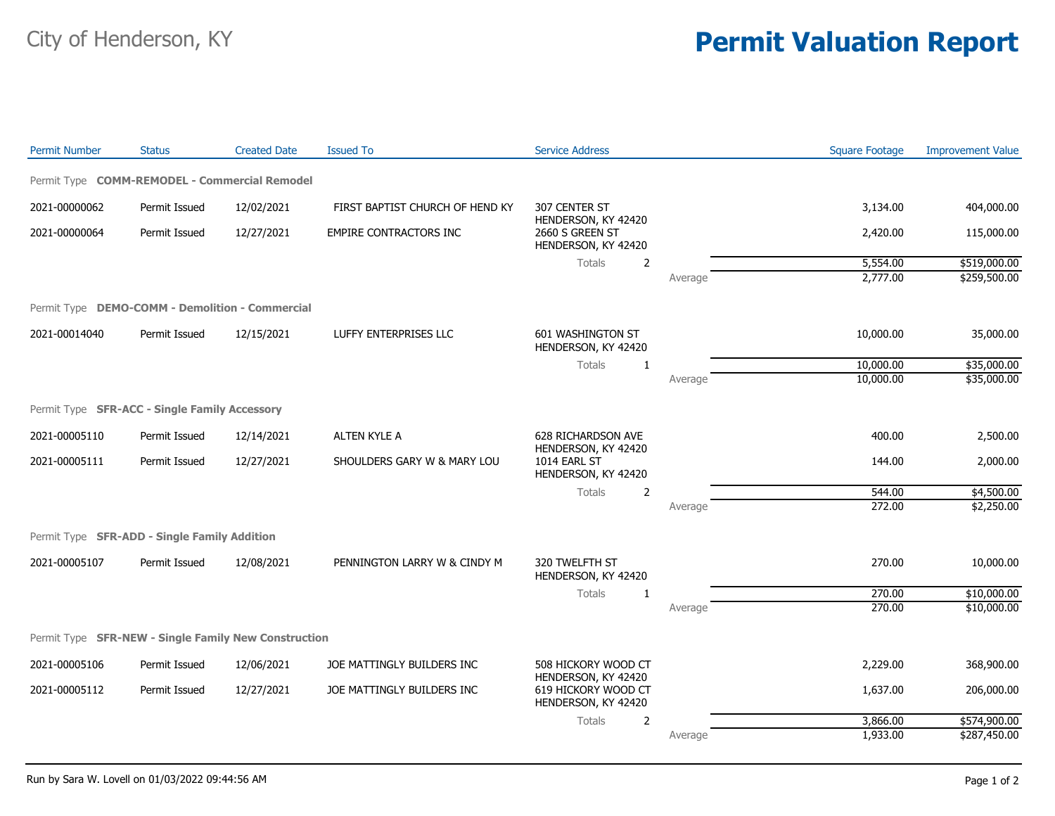City of Henderson, KY

# Permit Valuation Report

| Permit Number | Status | Created Date | Issued To | Service Address | | Square Footage | Improvement Value |
|---|---|---|---|---|---|---|---|
| **Permit Type COMM-REMODEL - Commercial Remodel** | | | | | | | |
| 2021-00000062 | Permit Issued | 12/02/2021 | FIRST BAPTIST CHURCH OF HEND KY | 307 CENTER ST HENDERSON, KY 42420 | | 3,134.00 | 404,000.00 |
| 2021-00000064 | Permit Issued | 12/27/2021 | EMPIRE CONTRACTORS INC | 2660 S GREEN ST HENDERSON, KY 42420 | | 2,420.00 | 115,000.00 |
| | | | | Totals 2 | | 5,554.00 | $519,000.00 |
| | | | | | Average | 2,777.00 | $259,500.00 |
| **Permit Type DEMO-COMM - Demolition - Commercial** | | | | | | | |
| 2021-00014040 | Permit Issued | 12/15/2021 | LUFFY ENTERPRISES LLC | 601 WASHINGTON ST HENDERSON, KY 42420 | | 10,000.00 | 35,000.00 |
| | | | | Totals 1 | | 10,000.00 | $35,000.00 |
| | | | | | Average | 10,000.00 | $35,000.00 |
| **Permit Type SFR-ACC - Single Family Accessory** | | | | | | | |
| 2021-00005110 | Permit Issued | 12/14/2021 | ALTEN KYLE A | 628 RICHARDSON AVE HENDERSON, KY 42420 | | 400.00 | 2,500.00 |
| 2021-00005111 | Permit Issued | 12/27/2021 | SHOULDERS GARY W & MARY LOU | 1014 EARL ST HENDERSON, KY 42420 | | 144.00 | 2,000.00 |
| | | | | Totals 2 | | 544.00 | $4,500.00 |
| | | | | | Average | 272.00 | $2,250.00 |
| **Permit Type SFR-ADD - Single Family Addition** | | | | | | | |
| 2021-00005107 | Permit Issued | 12/08/2021 | PENNINGTON LARRY W & CINDY M | 320 TWELFTH ST HENDERSON, KY 42420 | | 270.00 | 10,000.00 |
| | | | | Totals 1 | | 270.00 | $10,000.00 |
| | | | | | Average | 270.00 | $10,000.00 |
| **Permit Type SFR-NEW - Single Family New Construction** | | | | | | | |
| 2021-00005106 | Permit Issued | 12/06/2021 | JOE MATTINGLY BUILDERS INC | 508 HICKORY WOOD CT HENDERSON, KY 42420 | | 2,229.00 | 368,900.00 |
| 2021-00005112 | Permit Issued | 12/27/2021 | JOE MATTINGLY BUILDERS INC | 619 HICKORY WOOD CT HENDERSON, KY 42420 | | 1,637.00 | 206,000.00 |
| | | | | Totals 2 | | 3,866.00 | $574,900.00 |
| | | | | | Average | 1,933.00 | $287,450.00 |

Run by Sara W. Lovell on 01/03/2022 09:44:56 AM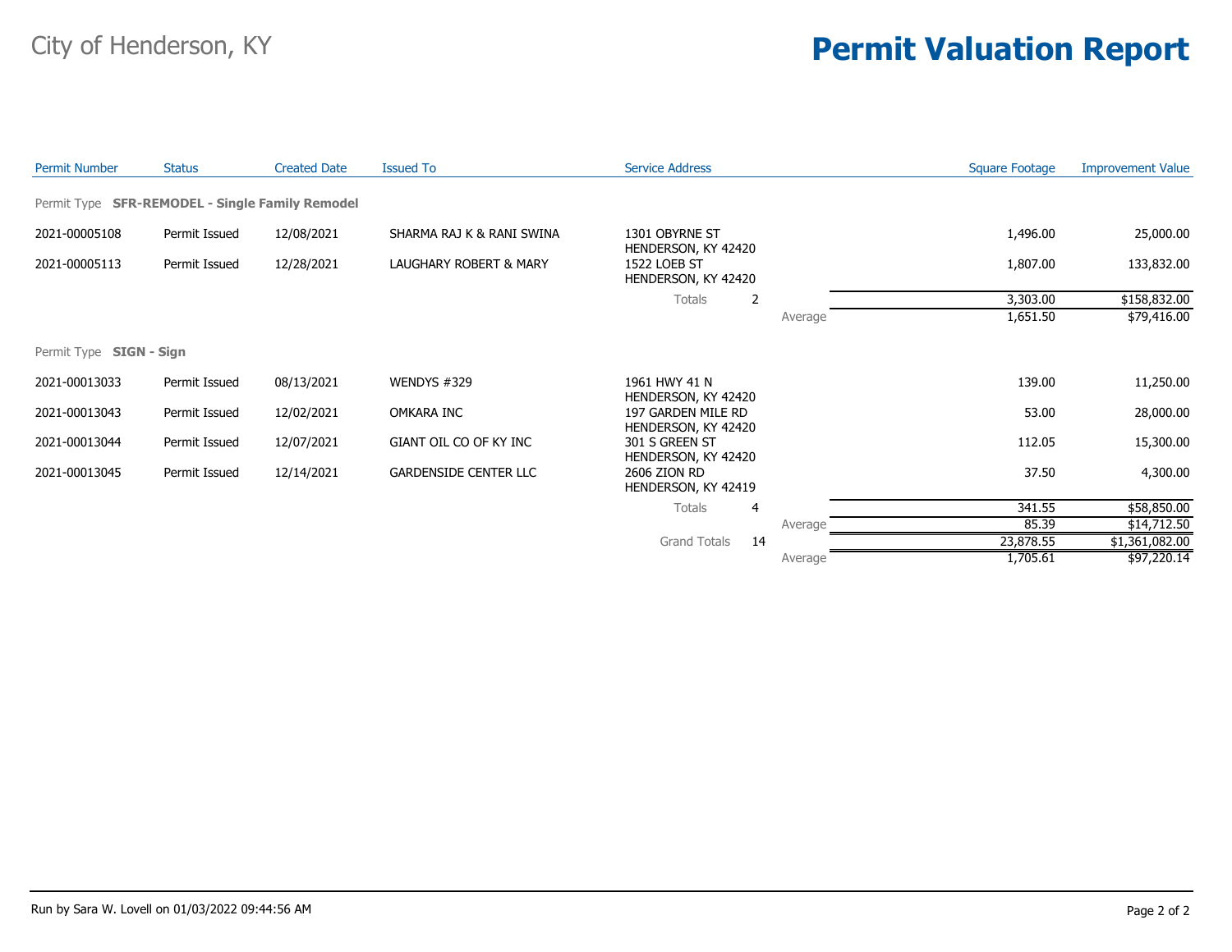City of Henderson, KY

# Permit Valuation Report

| Permit Number | Status | Created Date | Issued To | Service Address | | Square Footage | Improvement Value |
|---|---|---|---|---|---|---|---|
| Permit Type **SFR-REMODEL - Single Family Remodel** | | | | | | | |
| 2021-00005108 | Permit Issued | 12/08/2021 | SHARMA RAJ K & RANI SWINA | 1301 OBYRNE ST HENDERSON, KY 42420 | | 1,496.00 | 25,000.00 |
| 2021-00005113 | Permit Issued | 12/28/2021 | LAUGHARY ROBERT & MARY | 1522 LOEB ST HENDERSON, KY 42420 | | 1,807.00 | 133,832.00 |
| | | | | Totals 2 | | 3,303.00 | $158,832.00 |
| | | | | | Average | 1,651.50 | $79,416.00 |
| Permit Type **SIGN - Sign** | | | | | | | |
| 2021-00013033 | Permit Issued | 08/13/2021 | WENDYS #329 | 1961 HWY 41 N HENDERSON, KY 42420 | | 139.00 | 11,250.00 |
| 2021-00013043 | Permit Issued | 12/02/2021 | OMKARA INC | 197 GARDEN MILE RD HENDERSON, KY 42420 | | 53.00 | 28,000.00 |
| 2021-00013044 | Permit Issued | 12/07/2021 | GIANT OIL CO OF KY INC | 301 S GREEN ST HENDERSON, KY 42420 | | 112.05 | 15,300.00 |
| 2021-00013045 | Permit Issued | 12/14/2021 | GARDENSIDE CENTER LLC | 2606 ZION RD HENDERSON, KY 42419 | | 37.50 | 4,300.00 |
| | | | | Totals 4 | | 341.55 | $58,850.00 |
| | | | | | Average | 85.39 | $14,712.50 |
| | | | | Grand Totals 14 | | 23,878.55 | $1,361,082.00 |
| | | | | | Average | 1,705.61 | $97,220.14 |

Run by Sara W. Lovell on 01/03/2022 09:44:56 AM